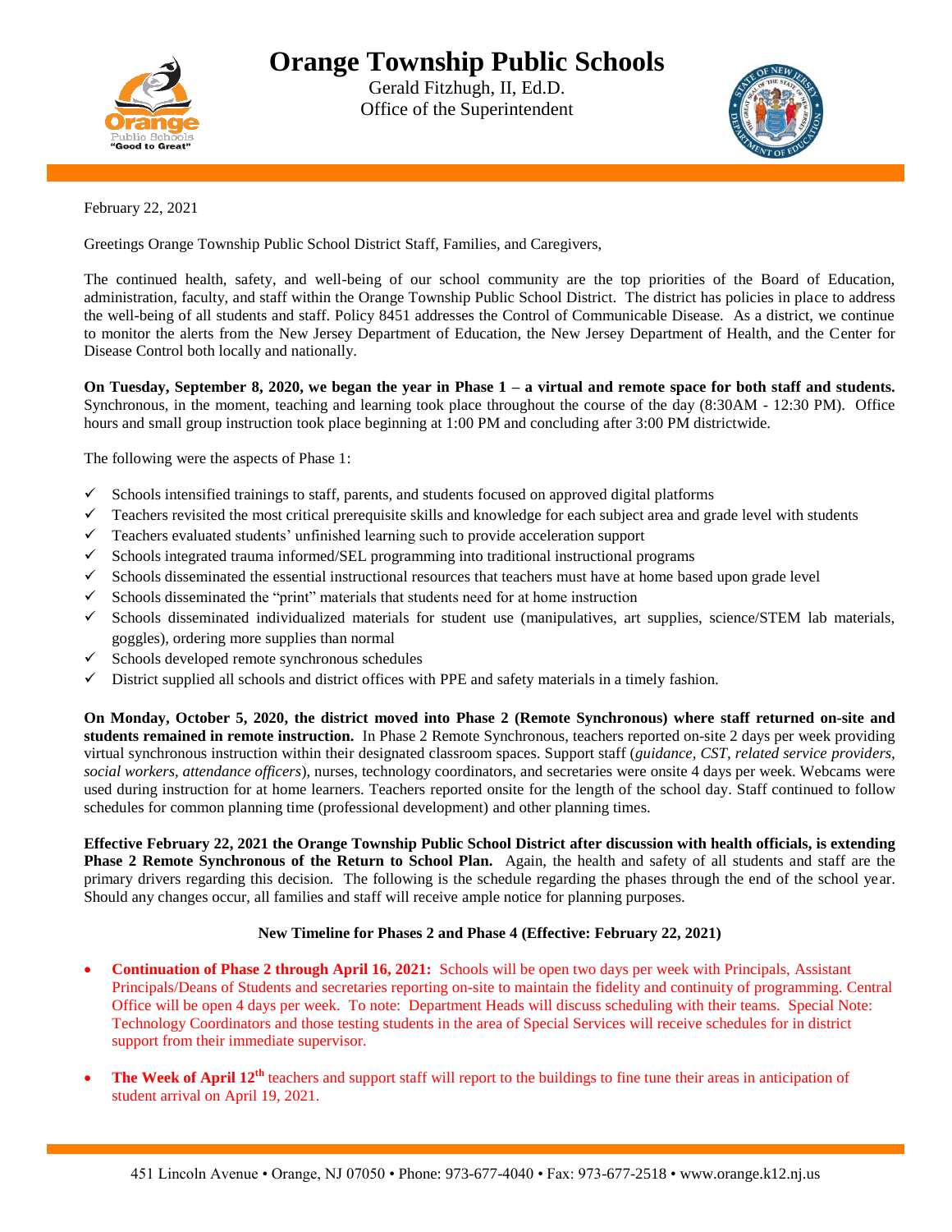# Orange Township Public Schools

Gerald Fitzhugh, II, Ed.D.
Office of the Superintendent

February 22, 2021

Greetings Orange Township Public School District Staff, Families, and Caregivers,

The continued health, safety, and well-being of our school community are the top priorities of the Board of Education, administration, faculty, and staff within the Orange Township Public School District. The district has policies in place to address the well-being of all students and staff. Policy 8451 addresses the Control of Communicable Disease. As a district, we continue to monitor the alerts from the New Jersey Department of Education, the New Jersey Department of Health, and the Center for Disease Control both locally and nationally.

**On Tuesday, September 8, 2020, we began the year in Phase 1 – a virtual and remote space for both staff and students.** Synchronous, in the moment, teaching and learning took place throughout the course of the day (8:30AM - 12:30 PM). Office hours and small group instruction took place beginning at 1:00 PM and concluding after 3:00 PM districtwide.

The following were the aspects of Phase 1:

- ✓ Schools intensified trainings to staff, parents, and students focused on approved digital platforms
- ✓ Teachers revisited the most critical prerequisite skills and knowledge for each subject area and grade level with students
- ✓ Teachers evaluated students' unfinished learning such to provide acceleration support
- ✓ Schools integrated trauma informed/SEL programming into traditional instructional programs
- ✓ Schools disseminated the essential instructional resources that teachers must have at home based upon grade level
- ✓ Schools disseminated the "print" materials that students need for at home instruction
- ✓ Schools disseminated individualized materials for student use (manipulatives, art supplies, science/STEM lab materials, goggles), ordering more supplies than normal
- ✓ Schools developed remote synchronous schedules
- ✓ District supplied all schools and district offices with PPE and safety materials in a timely fashion.

**On Monday, October 5, 2020, the district moved into Phase 2 (Remote Synchronous) where staff returned on-site and students remained in remote instruction.** In Phase 2 Remote Synchronous, teachers reported on-site 2 days per week providing virtual synchronous instruction within their designated classroom spaces. Support staff (*guidance, CST, related service providers, social workers, attendance officers*), nurses, technology coordinators, and secretaries were onsite 4 days per week. Webcams were used during instruction for at home learners. Teachers reported onsite for the length of the school day. Staff continued to follow schedules for common planning time (professional development) and other planning times.

**Effective February 22, 2021 the Orange Township Public School District after discussion with health officials, is extending Phase 2 Remote Synchronous of the Return to School Plan.** Again, the health and safety of all students and staff are the primary drivers regarding this decision. The following is the schedule regarding the phases through the end of the school year. Should any changes occur, all families and staff will receive ample notice for planning purposes.

**New Timeline for Phases 2 and Phase 4 (Effective: February 22, 2021)**

- **Continuation of Phase 2 through April 16, 2021:** Schools will be open two days per week with Principals, Assistant Principals/Deans of Students and secretaries reporting on-site to maintain the fidelity and continuity of programming. Central Office will be open 4 days per week. To note: Department Heads will discuss scheduling with their teams. Special Note: Technology Coordinators and those testing students in the area of Special Services will receive schedules for in district support from their immediate supervisor.

- **The Week of April 12th** teachers and support staff will report to the buildings to fine tune their areas in anticipation of student arrival on April 19, 2021.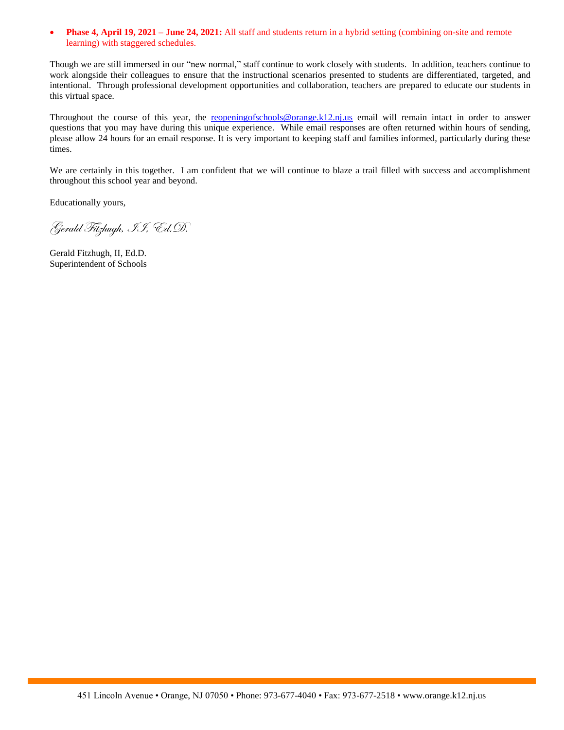- **Phase 4, April 19, 2021 – June 24, 2021:** All staff and students return in a hybrid setting (combining on-site and remote learning) with staggered schedules.

Though we are still immersed in our "new normal," staff continue to work closely with students. In addition, teachers continue to work alongside their colleagues to ensure that the instructional scenarios presented to students are differentiated, targeted, and intentional. Through professional development opportunities and collaboration, teachers are prepared to educate our students in this virtual space.

Throughout the course of this year, the reopeningofschools@orange.k12.nj.us email will remain intact in order to answer questions that you may have during this unique experience. While email responses are often returned within hours of sending, please allow 24 hours for an email response. It is very important to keeping staff and families informed, particularly during these times.

We are certainly in this together. I am confident that we will continue to blaze a trail filled with success and accomplishment throughout this school year and beyond.

Educationally yours,

*Gerald Fitzhugh, I.I, Ed.D.*

Gerald Fitzhugh, II, Ed.D.
Superintendent of Schools

451 Lincoln Avenue • Orange, NJ 07050 • Phone: 973-677-4040 • Fax: 973-677-2518 • www.orange.k12.nj.us